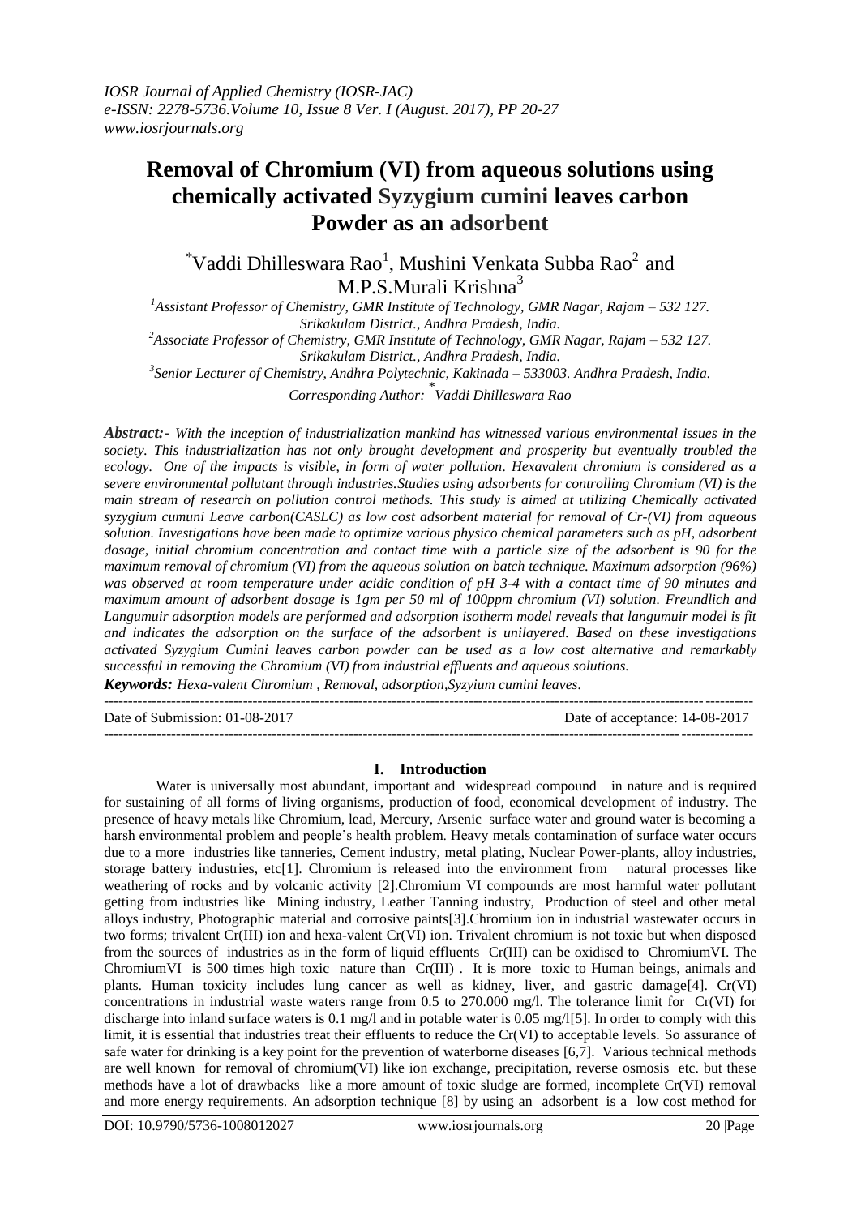# Removal of Chromium (VI) from aqueous solutions using chemically activated Syzygium cumini leaves carbon Powder as an adsorbent

*Vaddi Dhilleswara Rao[1], Mushini Venkata Subba Rao[2] and M.P.S.Murali Krishna[3]

[1]*Assistant Professor of Chemistry, GMR Institute of Technology, GMR Nagar, Rajam – 532 127. Srikakulam District., Andhra Pradesh, India.*

[2]*Associate Professor of Chemistry, GMR Institute of Technology, GMR Nagar, Rajam – 532 127. Srikakulam District., Andhra Pradesh, India.*

[3]*Senior Lecturer of Chemistry, Andhra Polytechnic, Kakinada – 533003. Andhra Pradesh, India.*

*Corresponding Author: * Vaddi Dhilleswara Rao*

***Abstract:-*** *With the inception of industrialization mankind has witnessed various environmental issues in the society. This industrialization has not only brought development and prosperity but eventually troubled the ecology. One of the impacts is visible, in form of water pollution. Hexavalent chromium is considered as a severe environmental pollutant through industries.Studies using adsorbents for controlling Chromium (VI) is the main stream of research on pollution control methods. This study is aimed at utilizing Chemically activated syzygium cumuni Leave carbon(CASLC) as low cost adsorbent material for removal of Cr-(VI) from aqueous solution. Investigations have been made to optimize various physico chemical parameters such as pH, adsorbent dosage, initial chromium concentration and contact time with a particle size of the adsorbent is 90 for the maximum removal of chromium (VI) from the aqueous solution on batch technique. Maximum adsorption (96%) was observed at room temperature under acidic condition of pH 3-4 with a contact time of 90 minutes and maximum amount of adsorbent dosage is 1gm per 50 ml of 100ppm chromium (VI) solution. Freundlich and Langumuir adsorption models are performed and adsorption isotherm model reveals that langumuir model is fit and indicates the adsorption on the surface of the adsorbent is unilayered. Based on these investigations activated Syzygium Cumini leaves carbon powder can be used as a low cost alternative and remarkably successful in removing the Chromium (VI) from industrial effluents and aqueous solutions.*

***Keywords:*** *Hexa-valent Chromium , Removal, adsorption,Syzyium cumini leaves.*

---

Date of Submission: 01-08-2017 Date of acceptance: 14-08-2017

---

## I. Introduction

Water is universally most abundant, important and widespread compound in nature and is required for sustaining of all forms of living organisms, production of food, economical development of industry. The presence of heavy metals like Chromium, lead, Mercury, Arsenic surface water and ground water is becoming a harsh environmental problem and people's health problem. Heavy metals contamination of surface water occurs due to a more industries like tanneries, Cement industry, metal plating, Nuclear Power-plants, alloy industries, storage battery industries, etc[1]. Chromium is released into the environment from natural processes like weathering of rocks and by volcanic activity [2].Chromium VI compounds are most harmful water pollutant getting from industries like Mining industry, Leather Tanning industry, Production of steel and other metal alloys industry, Photographic material and corrosive paints[3].Chromium ion in industrial wastewater occurs in two forms; trivalent Cr(III) ion and hexa-valent Cr(VI) ion. Trivalent chromium is not toxic but when disposed from the sources of industries as in the form of liquid effluents Cr(III) can be oxidised to ChromiumVI. The ChromiumVI is 500 times high toxic nature than Cr(III) . It is more toxic to Human beings, animals and plants. Human toxicity includes lung cancer as well as kidney, liver, and gastric damage[4]. Cr(VI) concentrations in industrial waste waters range from 0.5 to 270.000 mg/l. The tolerance limit for Cr(VI) for discharge into inland surface waters is 0.1 mg/l and in potable water is 0.05 mg/l[5]. In order to comply with this limit, it is essential that industries treat their effluents to reduce the Cr(VI) to acceptable levels. So assurance of safe water for drinking is a key point for the prevention of waterborne diseases [6,7]. Various technical methods are well known for removal of chromium(VI) like ion exchange, precipitation, reverse osmosis etc. but these methods have a lot of drawbacks like a more amount of toxic sludge are formed, incomplete Cr(VI) removal and more energy requirements. An adsorption technique [8] by using an adsorbent is a low cost method for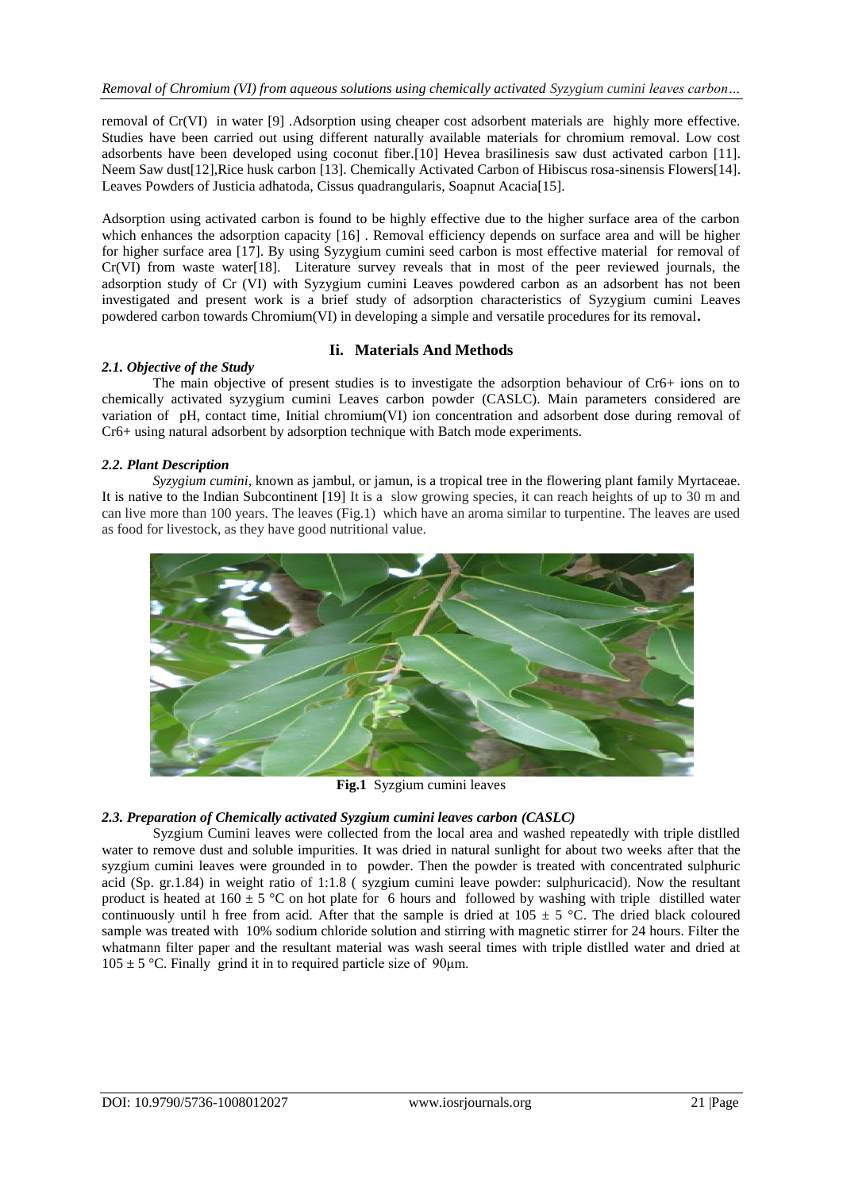removal of Cr(VI) in water [9] .Adsorption using cheaper cost adsorbent materials are highly more effective. Studies have been carried out using different naturally available materials for chromium removal. Low cost adsorbents have been developed using coconut fiber.[10] Hevea brasilinesis saw dust activated carbon [11]. Neem Saw dust[12],Rice husk carbon [13]. Chemically Activated Carbon of Hibiscus rosa-sinensis Flowers[14]. Leaves Powders of Justicia adhatoda, Cissus quadrangularis, Soapnut Acacia[15].

Adsorption using activated carbon is found to be highly effective due to the higher surface area of the carbon which enhances the adsorption capacity [16] . Removal efficiency depends on surface area and will be higher for higher surface area [17]. By using Syzygium cumini seed carbon is most effective material for removal of Cr(VI) from waste water[18]. Literature survey reveals that in most of the peer reviewed journals, the adsorption study of Cr (VI) with Syzygium cumini Leaves powdered carbon as an adsorbent has not been investigated and present work is a brief study of adsorption characteristics of Syzygium cumini Leaves powdered carbon towards Chromium(VI) in developing a simple and versatile procedures for its removal**.**

## Ii. Materials And Methods

### *2.1. Objective of the Study*

The main objective of present studies is to investigate the adsorption behaviour of $Cr^{6+}$ ions on to chemically activated syzygium cumini Leaves carbon powder (CASLC). Main parameters considered are variation of pH, contact time, Initial chromium(VI) ion concentration and adsorbent dose during removal of $Cr^{6+}$ using natural adsorbent by adsorption technique with Batch mode experiments.

### *2.2. Plant Description*

*Syzygium cumini*, known as jambul, or jamun, is a tropical tree in the flowering plant family Myrtaceae. It is native to the Indian Subcontinent [19] It is a slow growing species, it can reach heights of up to 30 m and can live more than 100 years. The leaves (Fig.1) which have an aroma similar to turpentine. The leaves are used as food for livestock, as they have good nutritional value.

**Fig.1** Syzgium cumini leaves

### *2.3. Preparation of Chemically activated Syzgium cumini leaves carbon (CASLC)*

Syzgium Cumini leaves were collected from the local area and washed repeatedly with triple distlled water to remove dust and soluble impurities. It was dried in natural sunlight for about two weeks after that the syzgium cumini leaves were grounded in to powder. Then the powder is treated with concentrated sulphuric acid (Sp. gr.1.84) in weight ratio of 1:1.8 ( syzgium cumini leave powder: sulphuricacid). Now the resultant product is heated at $160 \pm 5$ °C on hot plate for 6 hours and followed by washing with triple distilled water continuously until h free from acid. After that the sample is dried at $105 \pm 5$ °C. The dried black coloured sample was treated with 10% sodium chloride solution and stirring with magnetic stirrer for 24 hours. Filter the whatmann filter paper and the resultant material was wash seeral times with triple distlled water and dried at $105 \pm 5$ °C. Finally grind it in to required particle size of 90μm.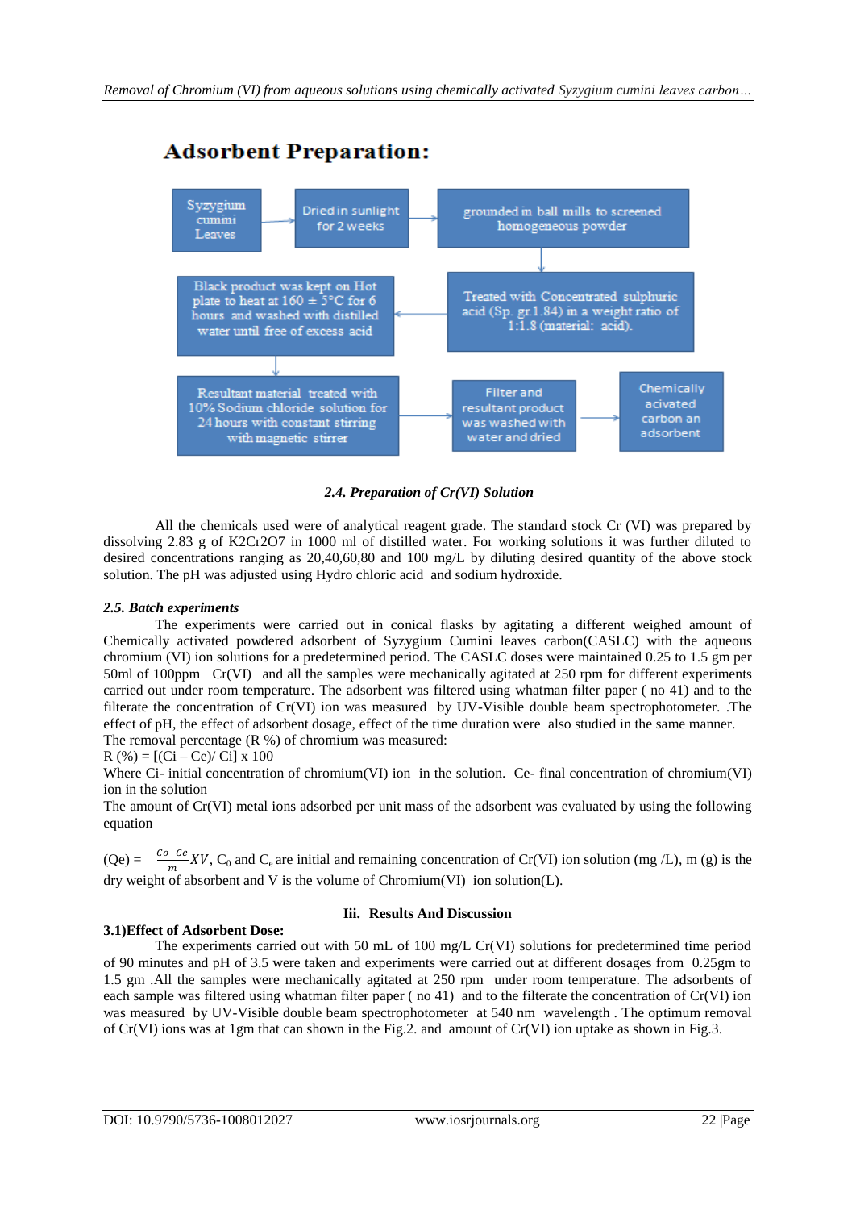## Adsorbent Preparation:

Syzygium cumini Leaves → Dried in sunlight for 2 weeks → grounded in ball mills to screened homogeneous powder → Treated with Concentrated sulphuric acid (Sp. gr.1.84) in a weight ratio of 1:1.8 (material: acid). → Black product was kept on Hot plate to heat at 160 ± 5°C for 6 hours and washed with distilled water until free of excess acid → Resultant material treated with 10% Sodium chloride solution for 24 hours with constant stirring with magnetic stirrer → Filter and resultant product was washed with water and dried → Chemically acivated carbon an adsorbent

### *2.4. Preparation of Cr(VI) Solution*

All the chemicals used were of analytical reagent grade. The standard stock Cr (VI) was prepared by dissolving 2.83 g of $K_2Cr_2O_7$ in 1000 ml of distilled water. For working solutions it was further diluted to desired concentrations ranging as 20,40,60,80 and 100 mg/L by diluting desired quantity of the above stock solution. The pH was adjusted using Hydro chloric acid and sodium hydroxide.

### *2.5. Batch experiments*

The experiments were carried out in conical flasks by agitating a different weighed amount of Chemically activated powdered adsorbent of Syzygium Cumini leaves carbon(CASLC) with the aqueous chromium (VI) ion solutions for a predetermined period. The CASLC doses were maintained 0.25 to 1.5 gm per 50ml of 100ppm Cr(VI) and all the samples were mechanically agitated at 250 rpm for different experiments carried out under room temperature. The adsorbent was filtered using whatman filter paper ( no 41) and to the filterate the concentration of Cr(VI) ion was measured by UV-Visible double beam spectrophotometer. .The effect of pH, the effect of adsorbent dosage, effect of the time duration were also studied in the same manner.

The removal percentage (R %) of chromium was measured:

$$R\ (\%) = [(Ci - Ce)/ Ci] \times 100$$

Where Ci- initial concentration of chromium(VI) ion in the solution. Ce- final concentration of chromium(VI) ion in the solution

The amount of Cr(VI) metal ions adsorbed per unit mass of the adsorbent was evaluated by using the following equation

$(Qe) = \frac{Co-Ce}{m} XV$, $C_0$ and $C_e$ are initial and remaining concentration of Cr(VI) ion solution (mg /L), m (g) is the dry weight of absorbent and V is the volume of Chromium(VI) ion solution(L).

## Iii. Results And Discussion

### 3.1)Effect of Adsorbent Dose:

The experiments carried out with 50 mL of 100 mg/L Cr(VI) solutions for predetermined time period of 90 minutes and pH of 3.5 were taken and experiments were carried out at different dosages from 0.25gm to 1.5 gm .All the samples were mechanically agitated at 250 rpm under room temperature. The adsorbents of each sample was filtered using whatman filter paper ( no 41) and to the filterate the concentration of Cr(VI) ion was measured by UV-Visible double beam spectrophotometer at 540 nm wavelength . The optimum removal of Cr(VI) ions was at 1gm that can shown in the Fig.2. and amount of Cr(VI) ion uptake as shown in Fig.3.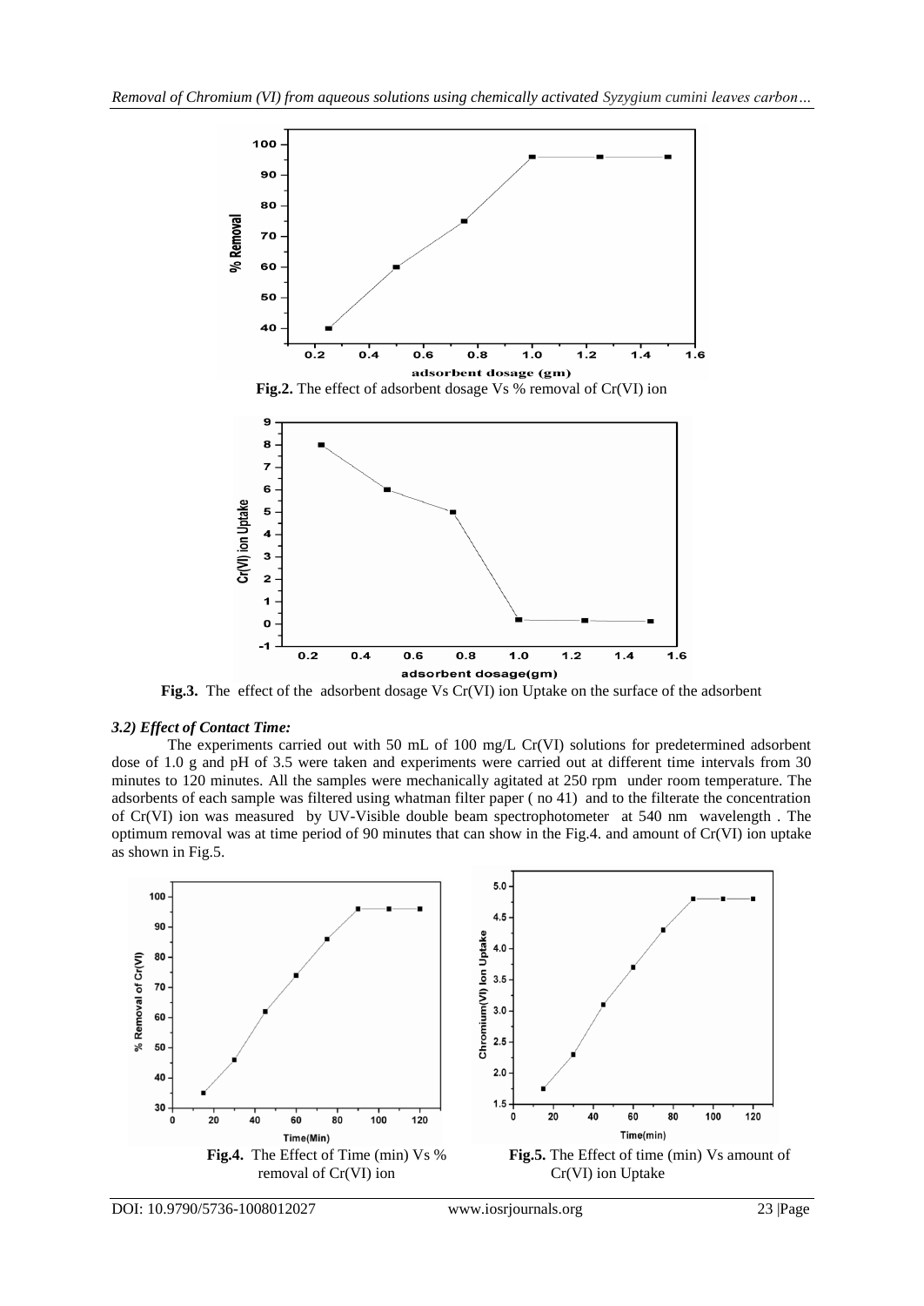Fig.2. The effect of adsorbent dosage Vs % removal of Cr(VI) ion

Fig.3. The effect of the adsorbent dosage Vs Cr(VI) ion Uptake on the surface of the adsorbent

### *3.2) Effect of Contact Time:*

The experiments carried out with 50 mL of 100 mg/L Cr(VI) solutions for predetermined adsorbent dose of 1.0 g and pH of 3.5 were taken and experiments were carried out at different time intervals from 30 minutes to 120 minutes. All the samples were mechanically agitated at 250 rpm under room temperature. The adsorbents of each sample was filtered using whatman filter paper ( no 41) and to the filterate the concentration of Cr(VI) ion was measured by UV-Visible double beam spectrophotometer at 540 nm wavelength . The optimum removal was at time period of 90 minutes that can show in the Fig.4. and amount of Cr(VI) ion uptake as shown in Fig.5.

Fig.4. The Effect of Time (min) Vs % removal of Cr(VI) ion

Fig.5. The Effect of time (min) Vs amount of Cr(VI) ion Uptake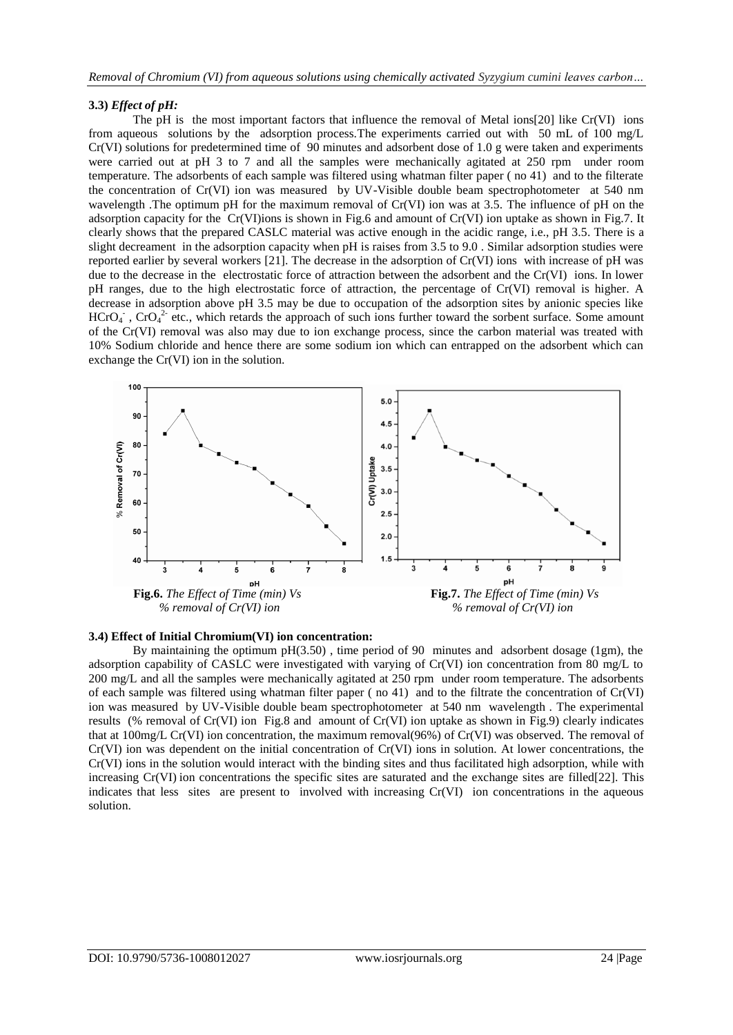### 3.3) *Effect of pH:*

The pH is the most important factors that influence the removal of Metal ions[20] like Cr(VI) ions from aqueous solutions by the adsorption process.The experiments carried out with 50 mL of 100 mg/L Cr(VI) solutions for predetermined time of 90 minutes and adsorbent dose of 1.0 g were taken and experiments were carried out at pH 3 to 7 and all the samples were mechanically agitated at 250 rpm under room temperature. The adsorbents of each sample was filtered using whatman filter paper ( no 41) and to the filterate the concentration of Cr(VI) ion was measured by UV-Visible double beam spectrophotometer at 540 nm wavelength .The optimum pH for the maximum removal of Cr(VI) ion was at 3.5. The influence of pH on the adsorption capacity for the Cr(VI)ions is shown in Fig.6 and amount of Cr(VI) ion uptake as shown in Fig.7. It clearly shows that the prepared CASLC material was active enough in the acidic range, i.e., pH 3.5. There is a slight decreament in the adsorption capacity when pH is raises from 3.5 to 9.0 . Similar adsorption studies were reported earlier by several workers [21]. The decrease in the adsorption of Cr(VI) ions with increase of pH was due to the decrease in the electrostatic force of attraction between the adsorbent and the Cr(VI) ions. In lower pH ranges, due to the high electrostatic force of attraction, the percentage of Cr(VI) removal is higher. A decrease in adsorption above pH 3.5 may be due to occupation of the adsorption sites by anionic species like $HCrO_4^-$ , $CrO_4^{2-}$ etc., which retards the approach of such ions further toward the sorbent surface. Some amount of the Cr(VI) removal was also may due to ion exchange process, since the carbon material was treated with 10% Sodium chloride and hence there are some sodium ion which can entrapped on the adsorbent which can exchange the Cr(VI) ion in the solution.

**Fig.6.** *The Effect of Time (min) Vs % removal of Cr(VI) ion*

**Fig.7.** *The Effect of Time (min) Vs % removal of Cr(VI) ion*

### 3.4) Effect of Initial Chromium(VI) ion concentration:

By maintaining the optimum pH(3.50) , time period of 90 minutes and adsorbent dosage (1gm), the adsorption capability of CASLC were investigated with varying of Cr(VI) ion concentration from 80 mg/L to 200 mg/L and all the samples were mechanically agitated at 250 rpm under room temperature. The adsorbents of each sample was filtered using whatman filter paper ( no 41) and to the filtrate the concentration of Cr(VI) ion was measured by UV-Visible double beam spectrophotometer at 540 nm wavelength . The experimental results (% removal of Cr(VI) ion Fig.8 and amount of Cr(VI) ion uptake as shown in Fig.9) clearly indicates that at 100mg/L Cr(VI) ion concentration, the maximum removal(96%) of Cr(VI) was observed. The removal of Cr(VI) ion was dependent on the initial concentration of Cr(VI) ions in solution. At lower concentrations, the Cr(VI) ions in the solution would interact with the binding sites and thus facilitated high adsorption, while with increasing Cr(VI) ion concentrations the specific sites are saturated and the exchange sites are filled[22]. This indicates that less sites are present to involved with increasing Cr(VI) ion concentrations in the aqueous solution.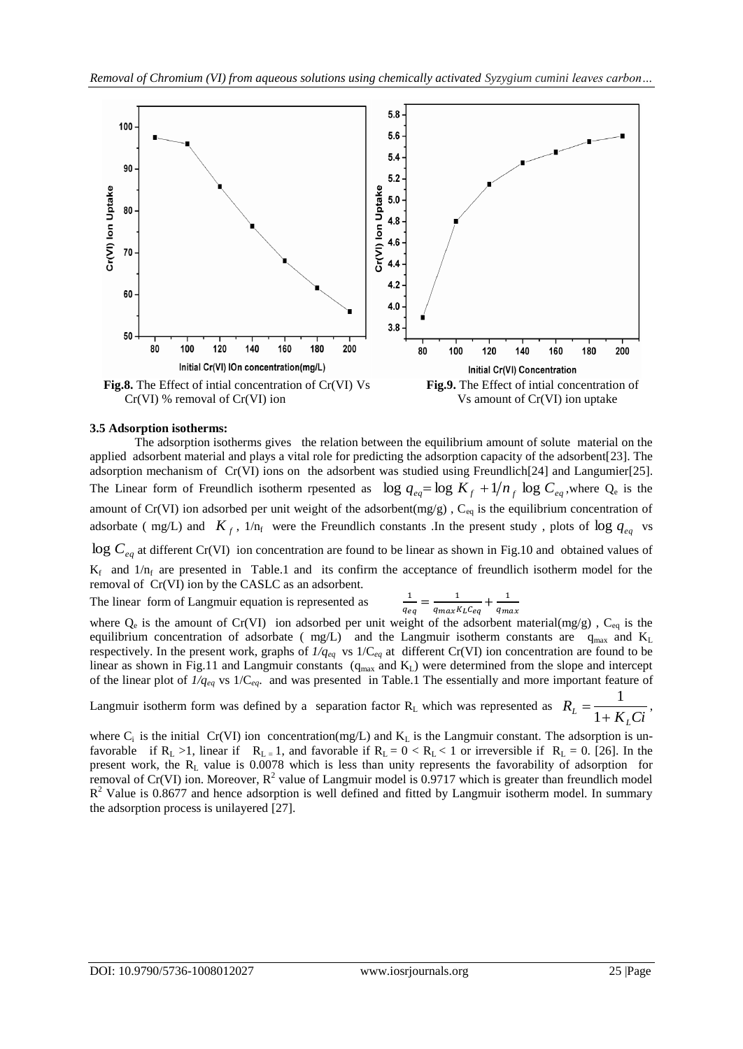**Fig.8.** The Effect of intial concentration of Cr(VI) Vs Cr(VI) % removal of Cr(VI) ion

**Fig.9.** The Effect of intial concentration of Vs amount of Cr(VI) ion uptake

### 3.5 Adsorption isotherms:

The adsorption isotherms gives the relation between the equilibrium amount of solute material on the applied adsorbent material and plays a vital role for predicting the adsorption capacity of the adsorbent[23]. The adsorption mechanism of Cr(VI) ions on the adsorbent was studied using Freundlich[24] and Langumier[25]. The Linear form of Freundlich isotherm rpesented as $\log q_{eq} = \log K_f + 1/n_f \log C_{eq}$, where $Q_e$ is the amount of Cr(VI) ion adsorbed per unit weight of the adsorbent(mg/g) , $C_{eq}$ is the equilibrium concentration of adsorbate ( mg/L) and $K_f$, $1/n_f$ were the Freundlich constants .In the present study , plots of $\log q_{eq}$ vs $\log C_{eq}$ at different Cr(VI) ion concentration are found to be linear as shown in Fig.10 and obtained values of $K_f$ and $1/n_f$ are presented in Table.1 and its confirm the acceptance of freundlich isotherm model for the removal of Cr(VI) ion by the CASLC as an adsorbent.

The linear form of Langmuir equation is represented as $\frac{1}{q_{eq}} = \frac{1}{q_{max} K_L C_{eq}} + \frac{1}{q_{max}}$

where $Q_e$ is the amount of Cr(VI) ion adsorbed per unit weight of the adsorbent material(mg/g) , $C_{eq}$ is the equilibrium concentration of adsorbate ( mg/L) and the Langmuir isotherm constants are $q_{max}$ and $K_L$ respectively. In the present work, graphs of $1/q_{eq}$ vs $1/C_{eq}$ at different Cr(VI) ion concentration are found to be linear as shown in Fig.11 and Langmuir constants ($q_{max}$ and $K_L$) were determined from the slope and intercept of the linear plot of $1/q_{eq}$ vs $1/C_{eq}$. and was presented in Table.1 The essentially and more important feature of Langmuir isotherm form was defined by a separation factor $R_L$ which was represented as $R_L = \frac{1}{1 + K_L Ci}$,

where $C_i$ is the initial Cr(VI) ion concentration(mg/L) and $K_L$ is the Langmuir constant. The adsorption is un-favorable if $R_L > 1$, linear if $R_L = 1$, and favorable if $R_L = 0 < R_L < 1$ or irreversible if $R_L = 0$. [26]. In the present work, the $R_L$ value is 0.0078 which is less than unity represents the favorability of adsorption for removal of Cr(VI) ion. Moreover, $R^2$ value of Langmuir model is 0.9717 which is greater than freundlich model $R^2$ Value is 0.8677 and hence adsorption is well defined and fitted by Langmuir isotherm model. In summary the adsorption process is unilayered [27].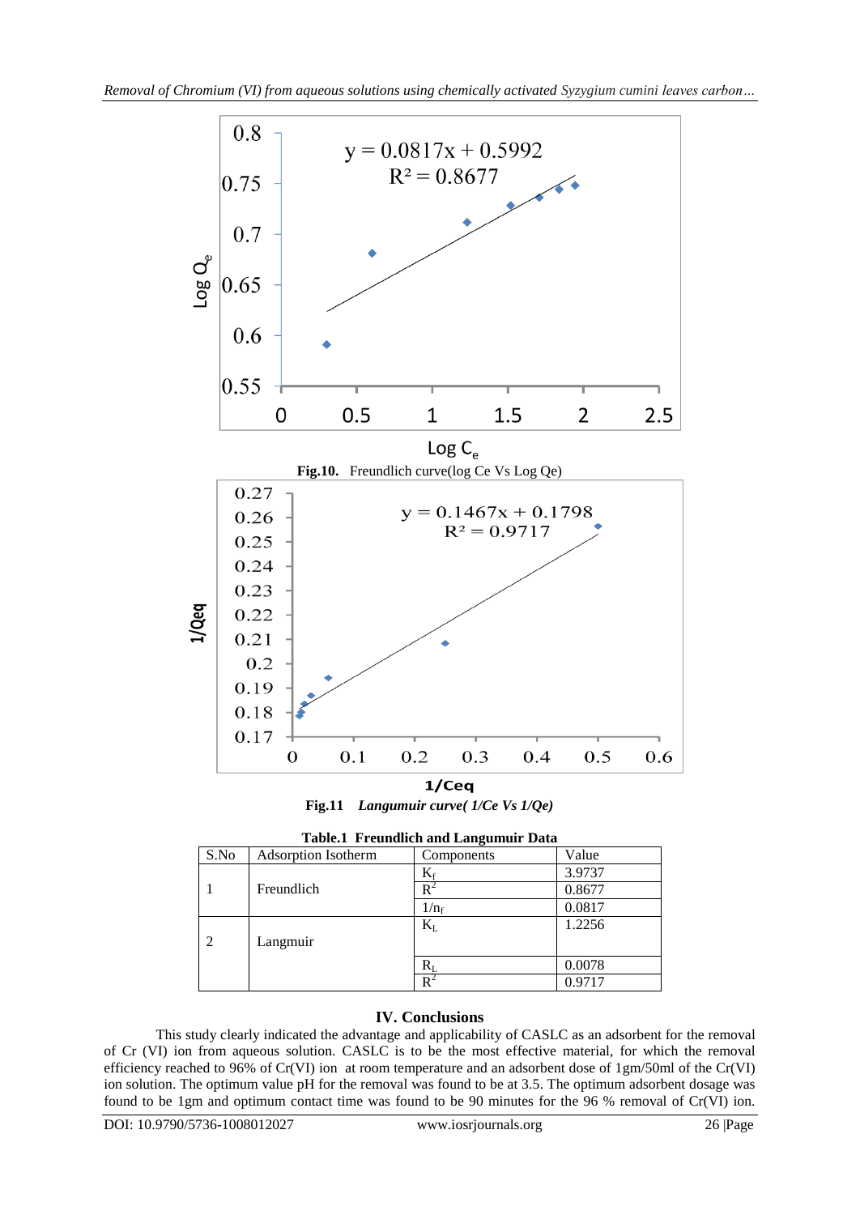**Fig.10.** Freundlich curve(log Ce Vs Log Qe)

**Fig.11** ***Langumuir curve( 1/Ce Vs 1/Qe)***

**Table.1 Freundlich and Langumuir Data**

| S.No | Adsorption Isotherm | Components | Value |
|---|---|---|---|
| 1 | Freundlich | $K_f$ | 3.9737 |
| | | $R^2$ | 0.8677 |
| | | $1/n_f$ | 0.0817 |
| 2 | Langmuir | $K_L$ | 1.2256 |
| | | $R_L$ | 0.0078 |
| | | $R^2$ | 0.9717 |

## IV. Conclusions

This study clearly indicated the advantage and applicability of CASLC as an adsorbent for the removal of Cr (VI) ion from aqueous solution. CASLC is to be the most effective material, for which the removal efficiency reached to 96% of Cr(VI) ion at room temperature and an adsorbent dose of 1gm/50ml of the Cr(VI) ion solution. The optimum value pH for the removal was found to be at 3.5. The optimum adsorbent dosage was found to be 1gm and optimum contact time was found to be 90 minutes for the 96 % removal of Cr(VI) ion.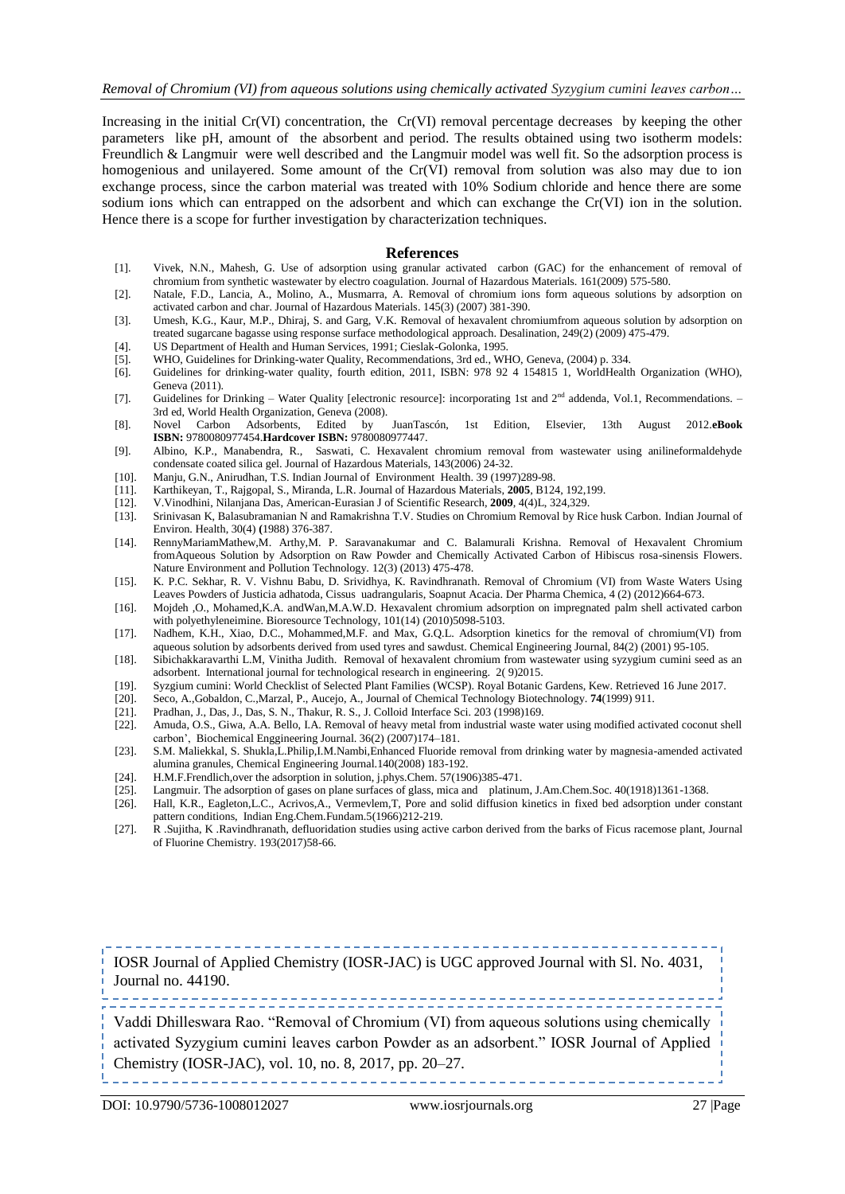Increasing in the initial Cr(VI) concentration, the Cr(VI) removal percentage decreases by keeping the other parameters like pH, amount of the absorbent and period. The results obtained using two isotherm models: Freundlich & Langmuir were well described and the Langmuir model was well fit. So the adsorption process is homogenious and unilayered. Some amount of the Cr(VI) removal from solution was also may due to ion exchange process, since the carbon material was treated with 10% Sodium chloride and hence there are some sodium ions which can entrapped on the adsorbent and which can exchange the Cr(VI) ion in the solution. Hence there is a scope for further investigation by characterization techniques.

## References

[1]. Vivek, N.N., Mahesh, G. Use of adsorption using granular activated carbon (GAC) for the enhancement of removal of chromium from synthetic wastewater by electro coagulation. Journal of Hazardous Materials. 161(2009) 575-580.

[2]. Natale, F.D., Lancia, A., Molino, A., Musmarra, A. Removal of chromium ions form aqueous solutions by adsorption on activated carbon and char. Journal of Hazardous Materials. 145(3) (2007) 381-390.

[3]. Umesh, K.G., Kaur, M.P., Dhiraj, S. and Garg, V.K. Removal of hexavalent chromiumfrom aqueous solution by adsorption on treated sugarcane bagasse using response surface methodological approach. Desalination, 249(2) (2009) 475-479.

[4]. US Department of Health and Human Services, 1991; Cieslak-Golonka, 1995.

[5]. WHO, Guidelines for Drinking-water Quality, Recommendations, 3rd ed., WHO, Geneva, (2004) p. 334.

[6]. Guidelines for drinking-water quality, fourth edition, 2011, ISBN: 978 92 4 154815 1, WorldHealth Organization (WHO), Geneva (2011).

[7]. Guidelines for Drinking – Water Quality [electronic resource]: incorporating 1st and 2nd addenda, Vol.1, Recommendations. – 3rd ed, World Health Organization, Geneva (2008).

[8]. Novel Carbon Adsorbents, Edited by JuanTascón, 1st Edition, Elsevier, 13th August 2012.**eBook ISBN:** 9780080977454.**Hardcover ISBN:** 9780080977447.

[9]. Albino, K.P., Manabendra, R., Saswati, C. Hexavalent chromium removal from wastewater using anilineformaldehyde condensate coated silica gel. Journal of Hazardous Materials, 143(2006) 24-32.

[10]. Manju, G.N., Anirudhan, T.S. Indian Journal of Environment Health. 39 (1997)289-98.

[11]. Karthikeyan, T., Rajgopal, S., Miranda, L.R. Journal of Hazardous Materials, **2005**, B124, 192,199.

[12]. V.Vinodhini, Nilanjana Das, American-Eurasian J of Scientific Research, **2009**, 4(4)L, 324,329.

[13]. Srinivasan K, Balasubramanian N and Ramakrishna T.V. Studies on Chromium Removal by Rice husk Carbon. Indian Journal of Environ. Health, 30(4) **(**1988) 376-387.

[14]. RennyMariamMathew,M. Arthy,M. P. Saravanakumar and C. Balamurali Krishna. Removal of Hexavalent Chromium fromAqueous Solution by Adsorption on Raw Powder and Chemically Activated Carbon of Hibiscus rosa-sinensis Flowers. Nature Environment and Pollution Technology. 12(3) (2013) 475-478.

[15]. K. P.C. Sekhar, R. V. Vishnu Babu, D. Srividhya, K. Ravindhranath. Removal of Chromium (VI) from Waste Waters Using Leaves Powders of Justicia adhatoda, Cissus uadrangularis, Soapnut Acacia. Der Pharma Chemica, 4 (2) (2012)664-673.

[16]. Mojdeh ,O., Mohamed,K.A. andWan,M.A.W.D. Hexavalent chromium adsorption on impregnated palm shell activated carbon with polyethyleneimine. Bioresource Technology, 101(14) (2010)5098-5103.

[17]. Nadhem, K.H., Xiao, D.C., Mohammed,M.F. and Max, G.Q.L. Adsorption kinetics for the removal of chromium(VI) from aqueous solution by adsorbents derived from used tyres and sawdust. Chemical Engineering Journal, 84(2) (2001) 95-105.

[18]. Sibichakkaravarthi L.M, Vinitha Judith. Removal of hexavalent chromium from wastewater using syzygium cumini seed as an adsorbent. International journal for technological research in engineering. 2( 9)2015.

[19]. Syzgium cumini: World Checklist of Selected Plant Families (WCSP). Royal Botanic Gardens, Kew. Retrieved 16 June 2017.

[20]. Seco, A.,Gobaldon, C.,Marzal, P., Aucejo, A., Journal of Chemical Technology Biotechnology. **74**(1999) 911.

[21]. Pradhan, J., Das, J., Das, S. N., Thakur, R. S., J. Colloid Interface Sci. 203 (1998)169.

[22]. Amuda, O.S., Giwa, A.A. Bello, I.A. Removal of heavy metal from industrial waste water using modified activated coconut shell carbon', Biochemical Enggineering Journal. 36(2) (2007)174–181.

[23]. S.M. Maliekkal, S. Shukla,L.Philip,I.M.Nambi,Enhanced Fluoride removal from drinking water by magnesia-amended activated alumina granules, Chemical Engineering Journal.140(2008) 183-192.

[24]. H.M.F.Frendlich,over the adsorption in solution, j.phys.Chem. 57(1906)385-471.

[25]. Langmuir. The adsorption of gases on plane surfaces of glass, mica and platinum, J.Am.Chem.Soc. 40(1918)1361-1368.

[26]. Hall, K.R., Eagleton,L.C., Acrivos,A., Vermevlem,T, Pore and solid diffusion kinetics in fixed bed adsorption under constant pattern conditions, Indian Eng.Chem.Fundam.5(1966)212-219.

[27]. R .Sujitha, K .Ravindhranath, defluoridation studies using active carbon derived from the barks of Ficus racemose plant, Journal of Fluorine Chemistry. 193(2017)58-66.

IOSR Journal of Applied Chemistry (IOSR-JAC) is UGC approved Journal with Sl. No. 4031, Journal no. 44190.

Vaddi Dhilleswara Rao. "Removal of Chromium (VI) from aqueous solutions using chemically activated Syzygium cumini leaves carbon Powder as an adsorbent." IOSR Journal of Applied Chemistry (IOSR-JAC), vol. 10, no. 8, 2017, pp. 20–27.